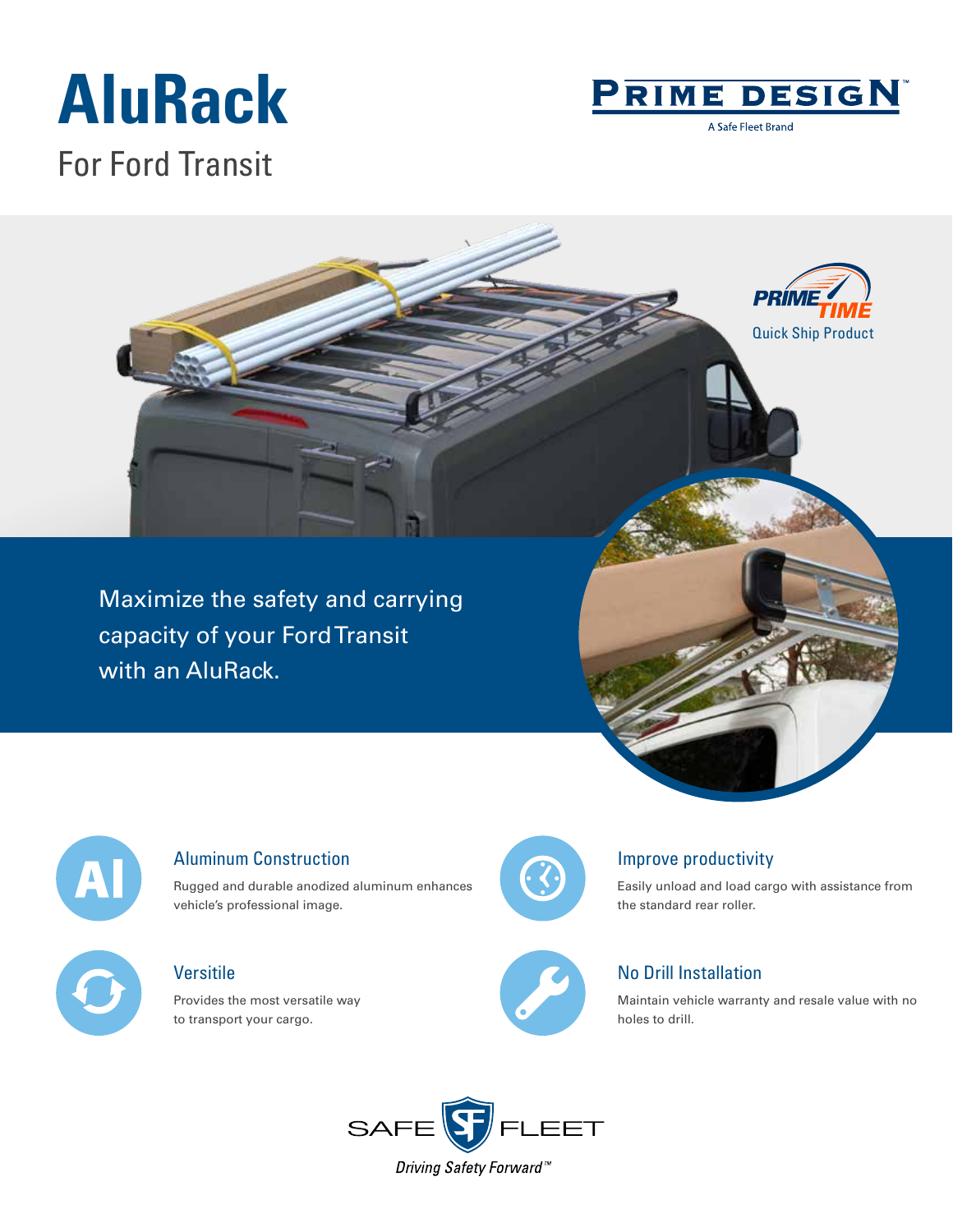# AluRack

## For Ford Transit

PRIME DESIGN
A Safe Fleet Brand

PRIME TIME
Quick Ship Product

Maximize the safety and carrying capacity of your Ford Transit with an AluRack.

### Aluminum Construction

Rugged and durable anodized aluminum enhances vehicle's professional image.

### Improve productivity

Easily unload and load cargo with assistance from the standard rear roller.

### Versitile

Provides the most versatile way to transport your cargo.

### No Drill Installation

Maintain vehicle warranty and resale value with no holes to drill.

SAFE FLEET
*Driving Safety Forward™*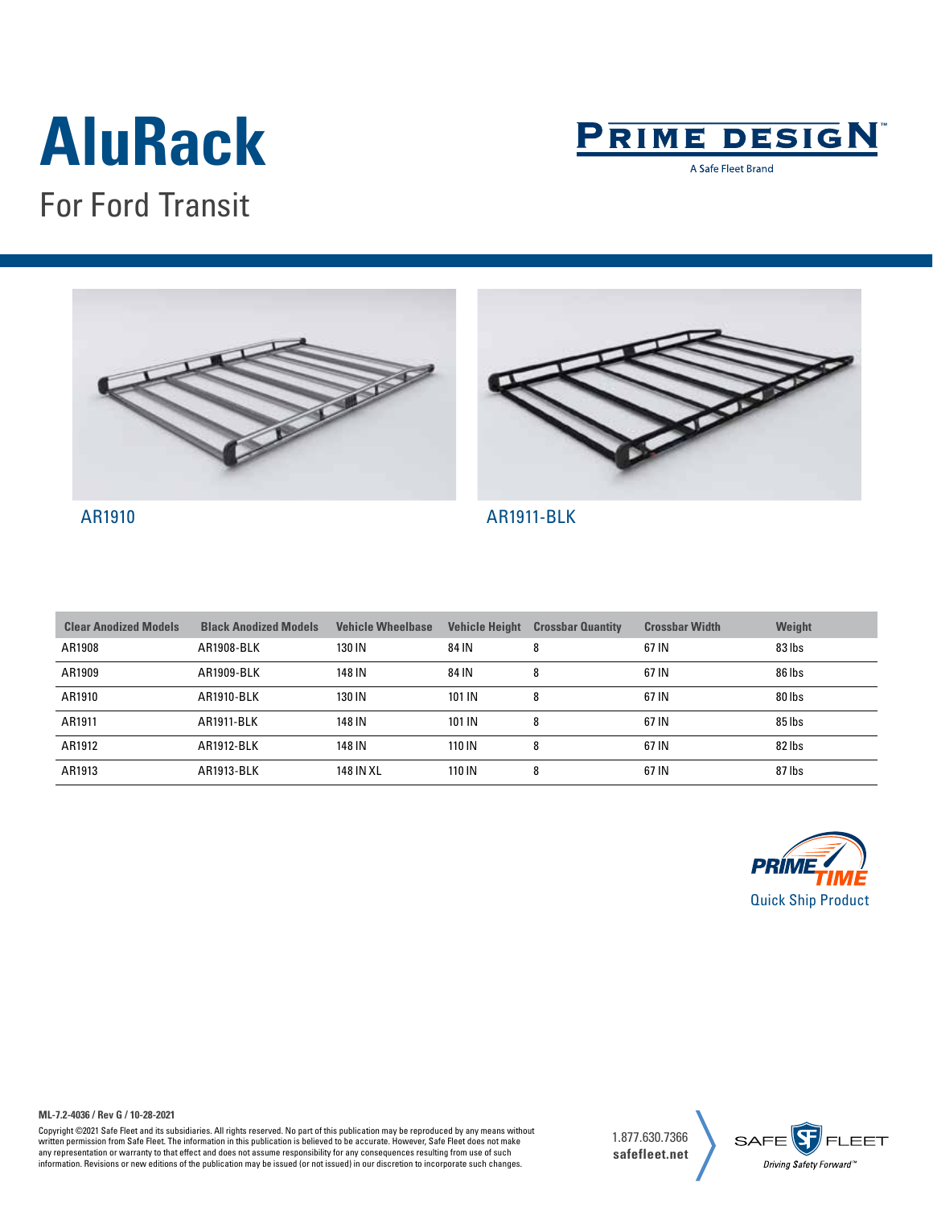# AluRack

## For Ford Transit

PRIME DESIGN

A Safe Fleet Brand

AR1910

AR1911-BLK

| Clear Anodized Models | Black Anodized Models | Vehicle Wheelbase | Vehicle Height | Crossbar Quantity | Crossbar Width | Weight |
|---|---|---|---|---|---|---|
| AR1908 | AR1908-BLK | 130 IN | 84 IN | 8 | 67 IN | 83 lbs |
| AR1909 | AR1909-BLK | 148 IN | 84 IN | 8 | 67 IN | 86 lbs |
| AR1910 | AR1910-BLK | 130 IN | 101 IN | 8 | 67 IN | 80 lbs |
| AR1911 | AR1911-BLK | 148 IN | 101 IN | 8 | 67 IN | 85 lbs |
| AR1912 | AR1912-BLK | 148 IN | 110 IN | 8 | 67 IN | 82 lbs |
| AR1913 | AR1913-BLK | 148 IN XL | 110 IN | 8 | 67 IN | 87 lbs |

PRIME TIME

Quick Ship Product

**ML-7.2-4036 / Rev G / 10-28-2021**

Copyright ©2021 Safe Fleet and its subsidiaries. All rights reserved. No part of this publication may be reproduced by any means without written permission from Safe Fleet. The information in this publication is believed to be accurate. However, Safe Fleet does not make any representation or warranty to that effect and does not assume responsibility for any consequences resulting from use of such information. Revisions or new editions of the publication may be issued (or not issued) in our discretion to incorporate such changes.

1.877.630.7366
**safefleet.net**

SAFE FLEET
*Driving Safety Forward™*